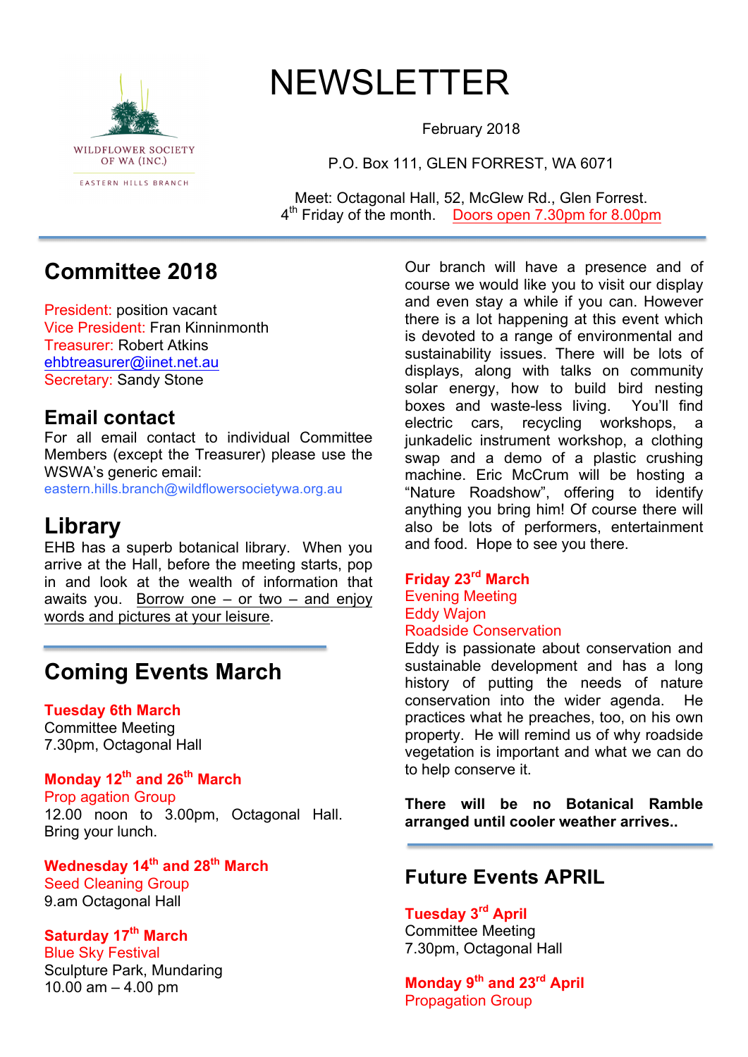WILDFLOWER SOCIETY OF WA (INC.)

EASTERN HILLS BRANCH

# NEWSLETTER

February 2018

P.O. Box 111, GLEN FORREST, WA 6071

Meet: Octagonal Hall, 52, McGlew Rd., Glen Forrest.
4th Friday of the month. Doors open 7.30pm for 8.00pm

## Committee 2018

President: position vacant
Vice President: Fran Kinninmonth
Treasurer: Robert Atkins
ehbtreasurer@iinet.net.au
Secretary: Sandy Stone

## Email contact

For all email contact to individual Committee Members (except the Treasurer) please use the WSWA's generic email:
eastern.hills.branch@wildflowersocietywa.org.au

## Library

EHB has a superb botanical library. When you arrive at the Hall, before the meeting starts, pop in and look at the wealth of information that awaits you. Borrow one – or two – and enjoy words and pictures at your leisure.

## Coming Events March

**Tuesday 6th March**
Committee Meeting
7.30pm, Octagonal Hall

**Monday 12th and 26th March**
Prop agation Group
12.00 noon to 3.00pm, Octagonal Hall. Bring your lunch.

**Wednesday 14th and 28th March**
Seed Cleaning Group
9.am Octagonal Hall

**Saturday 17th March**
Blue Sky Festival
Sculpture Park, Mundaring
10.00 am – 4.00 pm

Our branch will have a presence and of course we would like you to visit our display and even stay a while if you can. However there is a lot happening at this event which is devoted to a range of environmental and sustainability issues. There will be lots of displays, along with talks on community solar energy, how to build bird nesting boxes and waste-less living. You'll find electric cars, recycling workshops, a junkadelic instrument workshop, a clothing swap and a demo of a plastic crushing machine. Eric McCrum will be hosting a "Nature Roadshow", offering to identify anything you bring him! Of course there will also be lots of performers, entertainment and food. Hope to see you there.

**Friday 23rd March**
Evening Meeting
Eddy Wajon
Roadside Conservation
Eddy is passionate about conservation and sustainable development and has a long history of putting the needs of nature conservation into the wider agenda. He practices what he preaches, too, on his own property. He will remind us of why roadside vegetation is important and what we can do to help conserve it.

**There will be no Botanical Ramble arranged until cooler weather arrives..**

## Future Events APRIL

**Tuesday 3rd April**
Committee Meeting
7.30pm, Octagonal Hall

**Monday 9th and 23rd April**
Propagation Group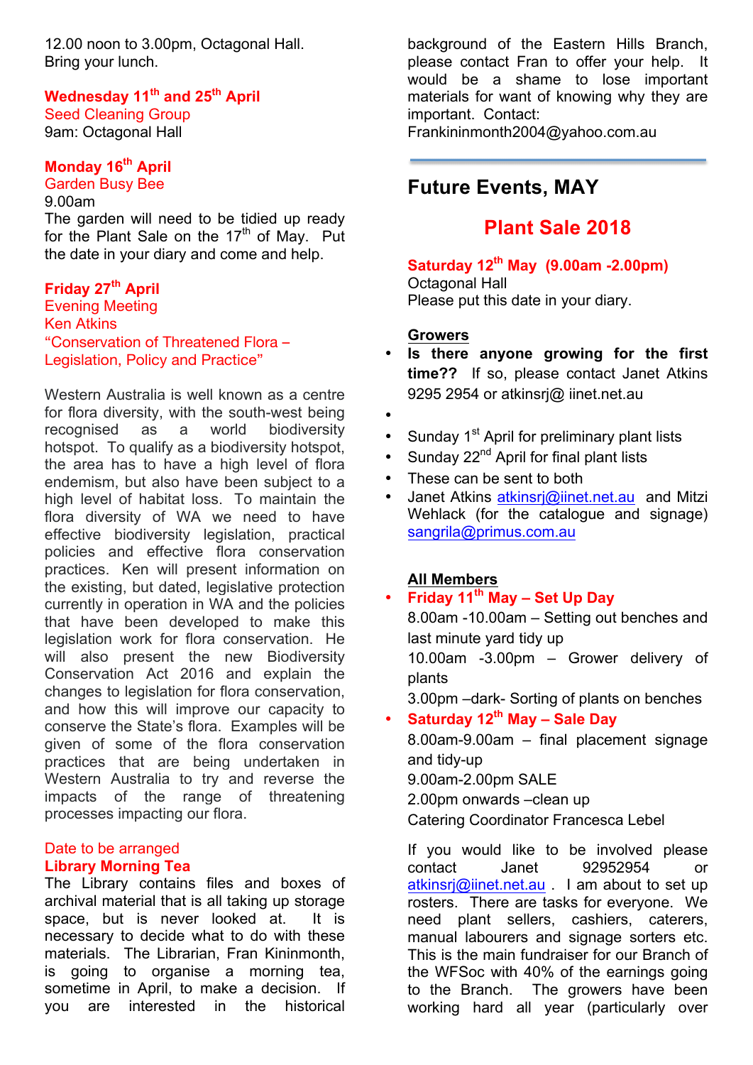12.00 noon to 3.00pm, Octagonal Hall.
Bring your lunch.

**Wednesday 11th and 25th April**
Seed Cleaning Group
9am: Octagonal Hall

**Monday 16th April**
Garden Busy Bee
9.00am
The garden will need to be tidied up ready for the Plant Sale on the 17th of May. Put the date in your diary and come and help.

**Friday 27th April**
Evening Meeting
Ken Atkins
"Conservation of Threatened Flora – Legislation, Policy and Practice"

Western Australia is well known as a centre for flora diversity, with the south-west being recognised as a world biodiversity hotspot. To qualify as a biodiversity hotspot, the area has to have a high level of flora endemism, but also have been subject to a high level of habitat loss. To maintain the flora diversity of WA we need to have effective biodiversity legislation, practical policies and effective flora conservation practices. Ken will present information on the existing, but dated, legislative protection currently in operation in WA and the policies that have been developed to make this legislation work for flora conservation. He will also present the new Biodiversity Conservation Act 2016 and explain the changes to legislation for flora conservation, and how this will improve our capacity to conserve the State's flora. Examples will be given of some of the flora conservation practices that are being undertaken in Western Australia to try and reverse the impacts of the range of threatening processes impacting our flora.

Date to be arranged
**Library Morning Tea**
The Library contains files and boxes of archival material that is all taking up storage space, but is never looked at. It is necessary to decide what to do with these materials. The Librarian, Fran Kininmonth, is going to organise a morning tea, sometime in April, to make a decision. If you are interested in the historical background of the Eastern Hills Branch, please contact Fran to offer your help. It would be a shame to lose important materials for want of knowing why they are important. Contact: Frankininmonth2004@yahoo.com.au

---

## Future Events, MAY

## Plant Sale 2018

**Saturday 12th May (9.00am -2.00pm)**
Octagonal Hall
Please put this date in your diary.

**Growers**

- **Is there anyone growing for the first time??** If so, please contact Janet Atkins 9295 2954 or atkinsrj@ iinet.net.au
- 
- Sunday 1st April for preliminary plant lists
- Sunday 22nd April for final plant lists
- These can be sent to both
- Janet Atkins atkinsrj@iinet.net.au and Mitzi Wehlack (for the catalogue and signage) sangrila@primus.com.au

**All Members**

- **Friday 11th May – Set Up Day**
  8.00am -10.00am – Setting out benches and last minute yard tidy up
  10.00am -3.00pm – Grower delivery of plants
  3.00pm –dark- Sorting of plants on benches
- **Saturday 12th May – Sale Day**
  8.00am-9.00am – final placement signage and tidy-up
  9.00am-2.00pm SALE
  2.00pm onwards –clean up
  Catering Coordinator Francesca Lebel

If you would like to be involved please contact Janet 92952954 or atkinsrj@iinet.net.au . I am about to set up rosters. There are tasks for everyone. We need plant sellers, cashiers, caterers, manual labourers and signage sorters etc. This is the main fundraiser for our Branch of the WFSoc with 40% of the earnings going to the Branch. The growers have been working hard all year (particularly over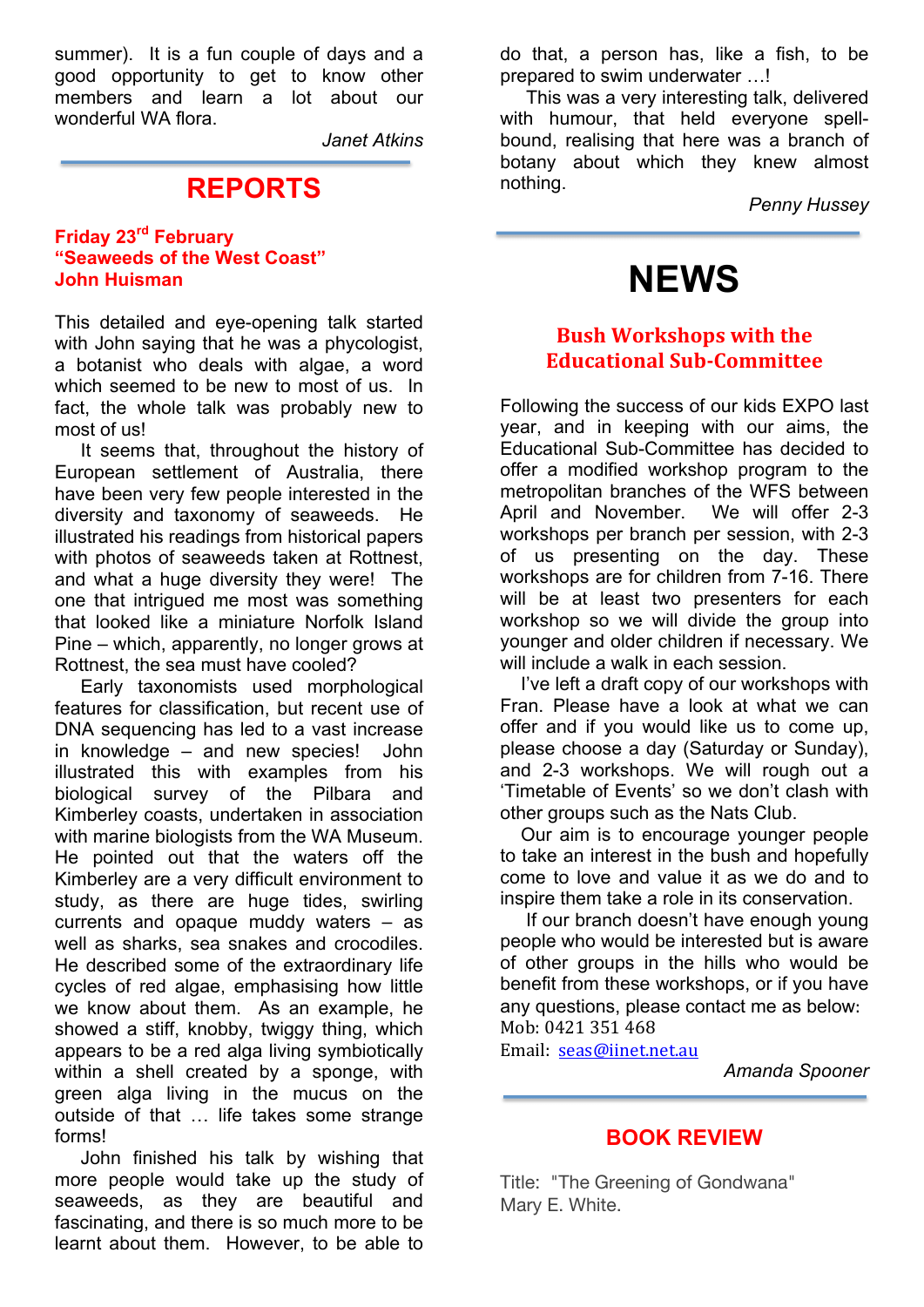summer). It is a fun couple of days and a good opportunity to get to know other members and learn a lot about our wonderful WA flora.

*Janet Atkins*

# REPORTS

**Friday 23rd February**
**"Seaweeds of the West Coast"**
**John Huisman**

This detailed and eye-opening talk started with John saying that he was a phycologist, a botanist who deals with algae, a word which seemed to be new to most of us. In fact, the whole talk was probably new to most of us!

It seems that, throughout the history of European settlement of Australia, there have been very few people interested in the diversity and taxonomy of seaweeds. He illustrated his readings from historical papers with photos of seaweeds taken at Rottnest, and what a huge diversity they were! The one that intrigued me most was something that looked like a miniature Norfolk Island Pine – which, apparently, no longer grows at Rottnest, the sea must have cooled?

Early taxonomists used morphological features for classification, but recent use of DNA sequencing has led to a vast increase in knowledge – and new species! John illustrated this with examples from his biological survey of the Pilbara and Kimberley coasts, undertaken in association with marine biologists from the WA Museum. He pointed out that the waters off the Kimberley are a very difficult environment to study, as there are huge tides, swirling currents and opaque muddy waters – as well as sharks, sea snakes and crocodiles. He described some of the extraordinary life cycles of red algae, emphasising how little we know about them. As an example, he showed a stiff, knobby, twiggy thing, which appears to be a red alga living symbiotically within a shell created by a sponge, with green alga living in the mucus on the outside of that … life takes some strange forms!

John finished his talk by wishing that more people would take up the study of seaweeds, as they are beautiful and fascinating, and there is so much more to be learnt about them. However, to be able to do that, a person has, like a fish, to be prepared to swim underwater …!

This was a very interesting talk, delivered with humour, that held everyone spell-bound, realising that here was a branch of botany about which they knew almost nothing.

*Penny Hussey*

# NEWS

## Bush Workshops with the Educational Sub-Committee

Following the success of our kids EXPO last year, and in keeping with our aims, the Educational Sub-Committee has decided to offer a modified workshop program to the metropolitan branches of the WFS between April and November. We will offer 2-3 workshops per branch per session, with 2-3 of us presenting on the day. These workshops are for children from 7-16. There will be at least two presenters for each workshop so we will divide the group into younger and older children if necessary. We will include a walk in each session.

I've left a draft copy of our workshops with Fran. Please have a look at what we can offer and if you would like us to come up, please choose a day (Saturday or Sunday), and 2-3 workshops. We will rough out a 'Timetable of Events' so we don't clash with other groups such as the Nats Club.

Our aim is to encourage younger people to take an interest in the bush and hopefully come to love and value it as we do and to inspire them take a role in its conservation.

If our branch doesn't have enough young people who would be interested but is aware of other groups in the hills who would be benefit from these workshops, or if you have any questions, please contact me as below:
Mob: 0421 351 468
Email: seas@iinet.net.au

*Amanda Spooner*

## BOOK REVIEW

Title: "The Greening of Gondwana"
Mary E. White.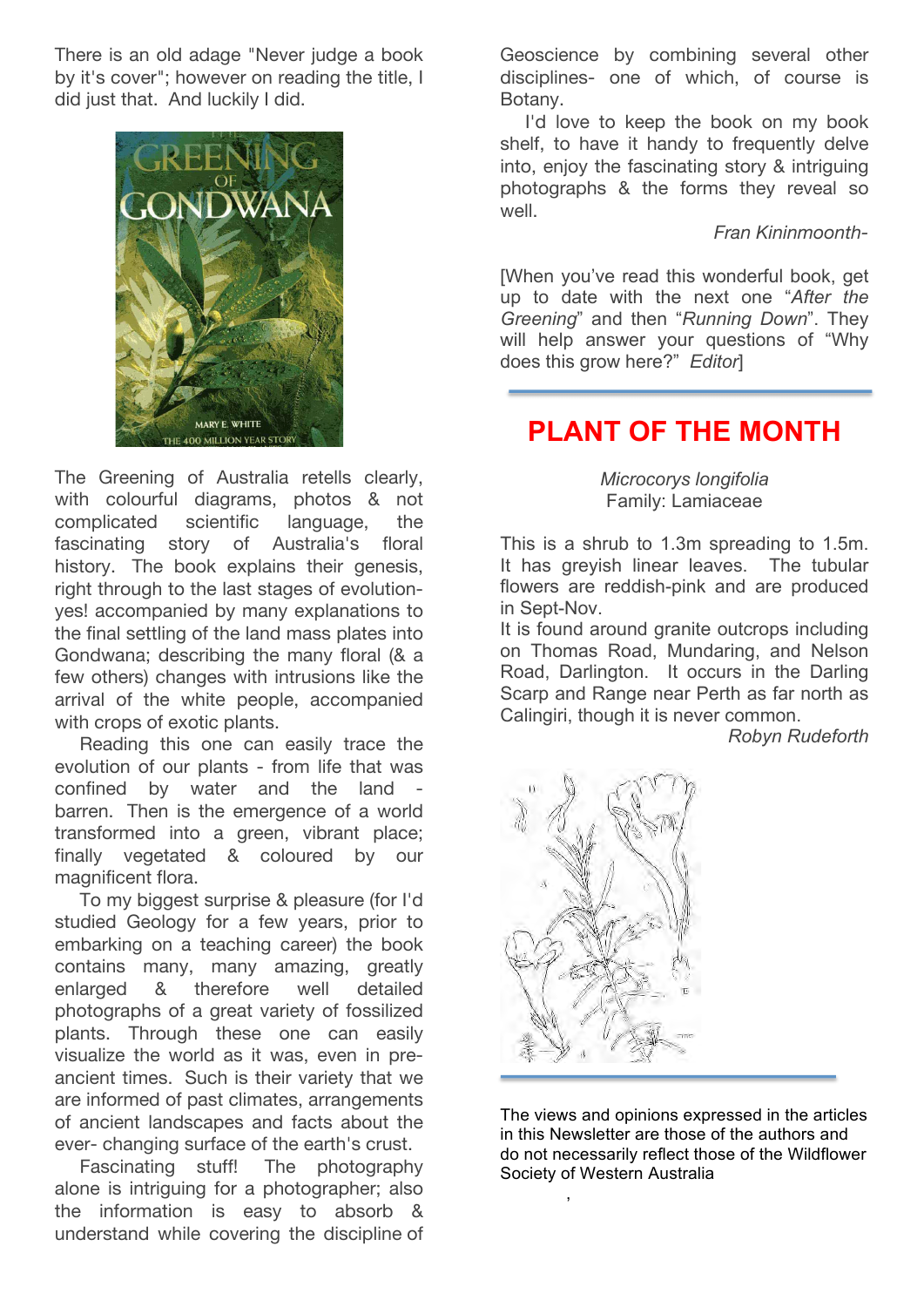There is an old adage "Never judge a book by it's cover"; however on reading the title, I did just that. And luckily I did.

The Greening of Australia retells clearly, with colourful diagrams, photos & not complicated scientific language, the fascinating story of Australia's floral history. The book explains their genesis, right through to the last stages of evolution- yes! accompanied by many explanations to the final settling of the land mass plates into Gondwana; describing the many floral (& a few others) changes with intrusions like the arrival of the white people, accompanied with crops of exotic plants.

Reading this one can easily trace the evolution of our plants - from life that was confined by water and the land - barren. Then is the emergence of a world transformed into a green, vibrant place; finally vegetated & coloured by our magnificent flora.

To my biggest surprise & pleasure (for I'd studied Geology for a few years, prior to embarking on a teaching career) the book contains many, many amazing, greatly enlarged & therefore well detailed photographs of a great variety of fossilized plants. Through these one can easily visualize the world as it was, even in pre-ancient times. Such is their variety that we are informed of past climates, arrangements of ancient landscapes and facts about the ever- changing surface of the earth's crust.

Fascinating stuff! The photography alone is intriguing for a photographer; also the information is easy to absorb & understand while covering the discipline of Geoscience by combining several other disciplines- one of which, of course is Botany.

I'd love to keep the book on my book shelf, to have it handy to frequently delve into, enjoy the fascinating story & intriguing photographs & the forms they reveal so well.

*Fran Kininmoonth-*

[When you've read this wonderful book, get up to date with the next one "*After the Greening*" and then "*Running Down*". They will help answer your questions of "Why does this grow here?" *Editor*]

## PLANT OF THE MONTH

*Microcorys longifolia*
Family: Lamiaceae

This is a shrub to 1.3m spreading to 1.5m. It has greyish linear leaves. The tubular flowers are reddish-pink and are produced in Sept-Nov.

It is found around granite outcrops including on Thomas Road, Mundaring, and Nelson Road, Darlington. It occurs in the Darling Scarp and Range near Perth as far north as Calingiri, though it is never common.

*Robyn Rudeforth*

The views and opinions expressed in the articles in this Newsletter are those of the authors and do not necessarily reflect those of the Wildflower Society of Western Australia